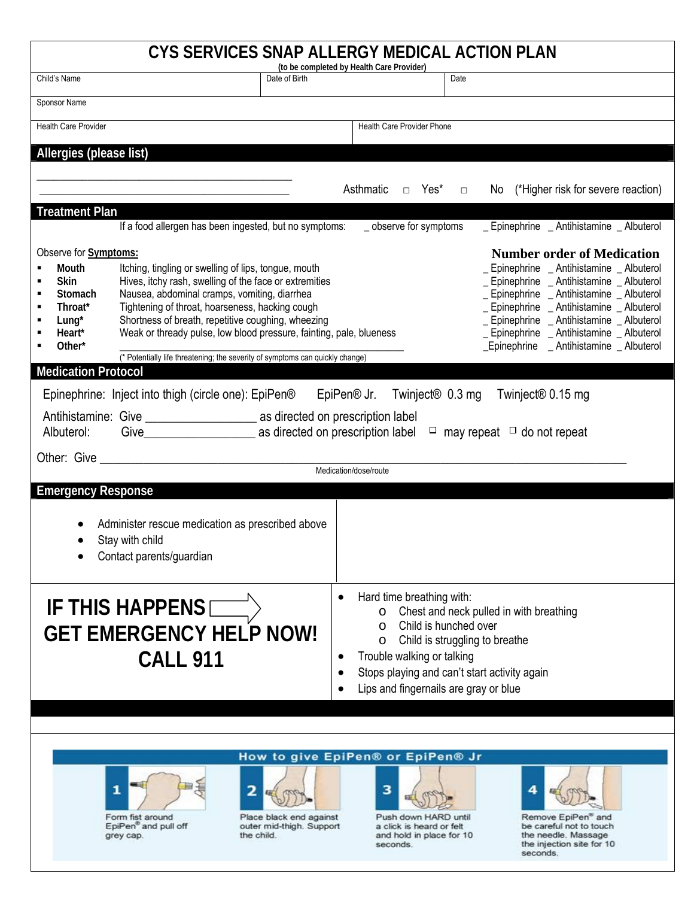# CYS SERVICES SNAP ALLERGY MEDICAL ACTION PLAN

**(to be completed by Health Care Provider)**

| Child's Name | Date of Birth | Date |
|---|---|---|
| | | |

Sponsor Name

| Health Care Provider | Health Care Provider Phone |
|---|---|
| | |

## Allergies (please list)

_____________________________________________

_____________________________________________ Asthmatic □ Yes* □ No (*Higher risk for severe reaction)

## Treatment Plan

If a food allergen has been ingested, but no symptoms: _ observe for symptoms _ Epinephrine _ Antihistamine _ Albuterol

Observe for **Symptoms:** **Number order of Medication**

| | Symptoms | Number order of Medication |
|---|---|---|
| **Mouth** | Itching, tingling or swelling of lips, tongue, mouth | _ Epinephrine _ Antihistamine _ Albuterol |
| **Skin** | Hives, itchy rash, swelling of the face or extremities | _ Epinephrine _ Antihistamine _ Albuterol |
| **Stomach** | Nausea, abdominal cramps, vomiting, diarrhea | _ Epinephrine _ Antihistamine _ Albuterol |
| **Throat*** | Tightening of throat, hoarseness, hacking cough | _ Epinephrine _ Antihistamine _ Albuterol |
| **Lung*** | Shortness of breath, repetitive coughing, wheezing | _ Epinephrine _ Antihistamine _ Albuterol |
| **Heart*** | Weak or thready pulse, low blood pressure, fainting, pale, blueness | _ Epinephrine _ Antihistamine _ Albuterol |
| **Other*** | _____________________________________________ | _Epinephrine _ Antihistamine _ Albuterol |

(* Potentially life threatening; the severity of symptoms can quickly change)

## Medication Protocol

Epinephrine: Inject into thigh (circle one): EpiPen® EpiPen® Jr. Twinject® 0.3 mg Twinject® 0.15 mg

Antihistamine: Give __________________ as directed on prescription label

Albuterol: Give__________________ as directed on prescription label □ may repeat □ do not repeat

Other: Give ______________________________________________________________________

Medication/dose/route

## Emergency Response

- Administer rescue medication as prescribed above
- Stay with child
- Contact parents/guardian

**IF THIS HAPPENS**
**GET EMERGENCY HELP NOW!**
**CALL 911**

- Hard time breathing with:
  - Chest and neck pulled in with breathing
  - Child is hunched over
  - Child is struggling to breathe
- Trouble walking or talking
- Stops playing and can't start activity again
- Lips and fingernails are gray or blue

**How to give EpiPen® or EpiPen® Jr**

1. Form fist around EpiPen® and pull off grey cap.
2. Place black end against outer mid-thigh. Support the child.
3. Push down HARD until a click is heard or felt and hold in place for 10 seconds.
4. Remove EpiPen® and be careful not to touch the needle. Massage the injection site for 10 seconds.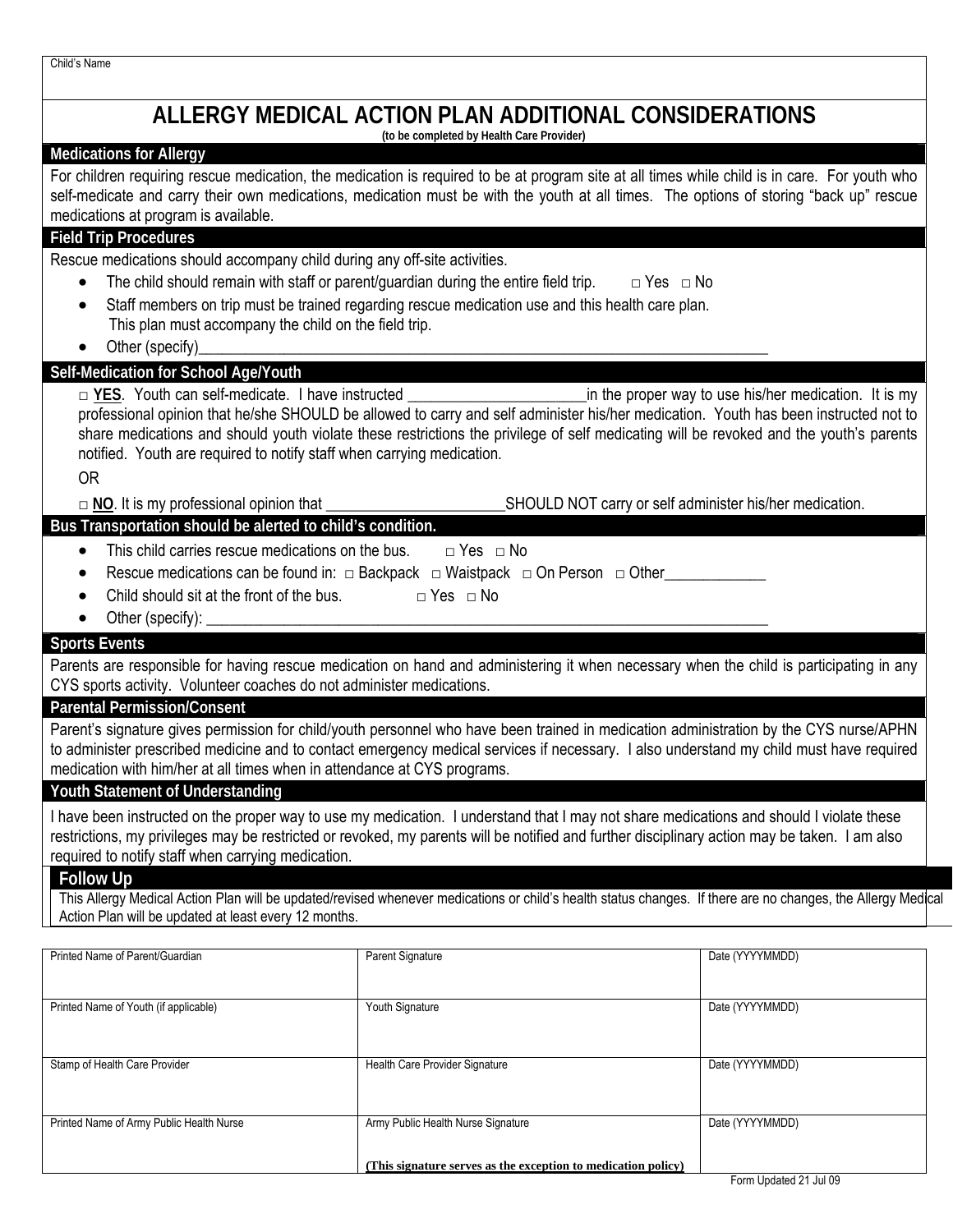Child's Name

# ALLERGY MEDICAL ACTION PLAN ADDITIONAL CONSIDERATIONS

**(to be completed by Health Care Provider)**

## Medications for Allergy

For children requiring rescue medication, the medication is required to be at program site at all times while child is in care. For youth who self-medicate and carry their own medications, medication must be with the youth at all times. The options of storing "back up" rescue medications at program is available.

## Field Trip Procedures

Rescue medications should accompany child during any off-site activities.

- The child should remain with staff or parent/guardian during the entire field trip. □ Yes □ No
- Staff members on trip must be trained regarding rescue medication use and this health care plan. This plan must accompany the child on the field trip.
- Other (specify)________________________________________________________________________________

## Self-Medication for School Age/Youth

□ **YES**. Youth can self-medicate. I have instructed _______________________in the proper way to use his/her medication. It is my professional opinion that he/she SHOULD be allowed to carry and self administer his/her medication. Youth has been instructed not to share medications and should youth violate these restrictions the privilege of self medicating will be revoked and the youth's parents notified. Youth are required to notify staff when carrying medication.

OR

□ **NO**. It is my professional opinion that _______________________SHOULD NOT carry or self administer his/her medication.

## Bus Transportation should be alerted to child's condition.

- This child carries rescue medications on the bus. □ Yes □ No
- Rescue medications can be found in: □ Backpack □ Waistpack □ On Person □ Other_____________
- Child should sit at the front of the bus. □ Yes □ No
- Other (specify): ________________________________________________________________________________

## Sports Events

Parents are responsible for having rescue medication on hand and administering it when necessary when the child is participating in any CYS sports activity. Volunteer coaches do not administer medications.

## Parental Permission/Consent

Parent's signature gives permission for child/youth personnel who have been trained in medication administration by the CYS nurse/APHN to administer prescribed medicine and to contact emergency medical services if necessary. I also understand my child must have required medication with him/her at all times when in attendance at CYS programs.

## Youth Statement of Understanding

I have been instructed on the proper way to use my medication. I understand that I may not share medications and should I violate these restrictions, my privileges may be restricted or revoked, my parents will be notified and further disciplinary action may be taken. I am also required to notify staff when carrying medication.

## Follow Up

This Allergy Medical Action Plan will be updated/revised whenever medications or child's health status changes. If there are no changes, the Allergy Medical Action Plan will be updated at least every 12 months.

| | | |
|---|---|---|
| Printed Name of Parent/Guardian | Parent Signature | Date (YYYYMMDD) |
| Printed Name of Youth (if applicable) | Youth Signature | Date (YYYYMMDD) |
| Stamp of Health Care Provider | Health Care Provider Signature | Date (YYYYMMDD) |
| Printed Name of Army Public Health Nurse | Army Public Health Nurse Signature<br>**(This signature serves as the exception to medication policy)** | Date (YYYYMMDD) |

Form Updated 21 Jul 09